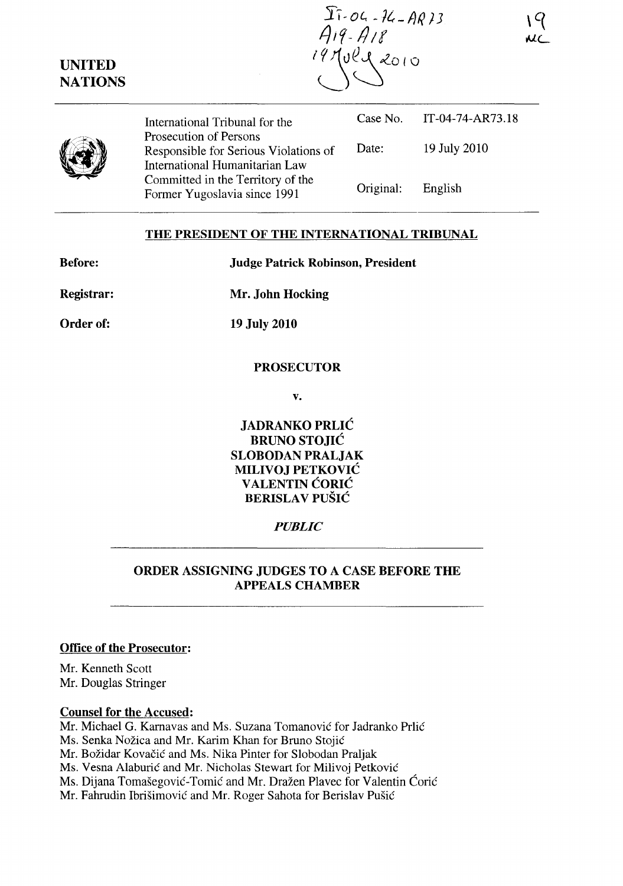IT-04-74-AR73
A19-A18
19 July 2010

19
MC

UNITED NATIONS

| International Tribunal for the Prosecution of Persons Responsible for Serious Violations of International Humanitarian Law Committed in the Territory of the Former Yugoslavia since 1991 | Case No. | IT-04-74-AR73.18 |
|---|---|---|
| | Date: | 19 July 2010 |
| | Original: | English |

## THE PRESIDENT OF THE INTERNATIONAL TRIBUNAL

**Before:** **Judge Patrick Robinson, President**

**Registrar:** **Mr. John Hocking**

**Order of:** **19 July 2010**

**PROSECUTOR**

**v.**

**JADRANKO PRLIĆ**
**BRUNO STOJIĆ**
**SLOBODAN PRALJAK**
**MILIVOJ PETKOVIĆ**
**VALENTIN ĆORIĆ**
**BERISLAV PUŠIĆ**

***PUBLIC***

## ORDER ASSIGNING JUDGES TO A CASE BEFORE THE APPEALS CHAMBER

**Office of the Prosecutor:**

Mr. Kenneth Scott
Mr. Douglas Stringer

**Counsel for the Accused:**

Mr. Michael G. Karnavas and Ms. Suzana Tomanović for Jadranko Prlić
Ms. Senka Nožica and Mr. Karim Khan for Bruno Stojić
Mr. Božidar Kovačić and Ms. Nika Pinter for Slobodan Praljak
Ms. Vesna Alaburić and Mr. Nicholas Stewart for Milivoj Petković
Ms. Dijana Tomašegović-Tomić and Mr. Dražen Plavec for Valentin Ćorić
Mr. Fahrudin Ibrišimović and Mr. Roger Sahota for Berislav Pušić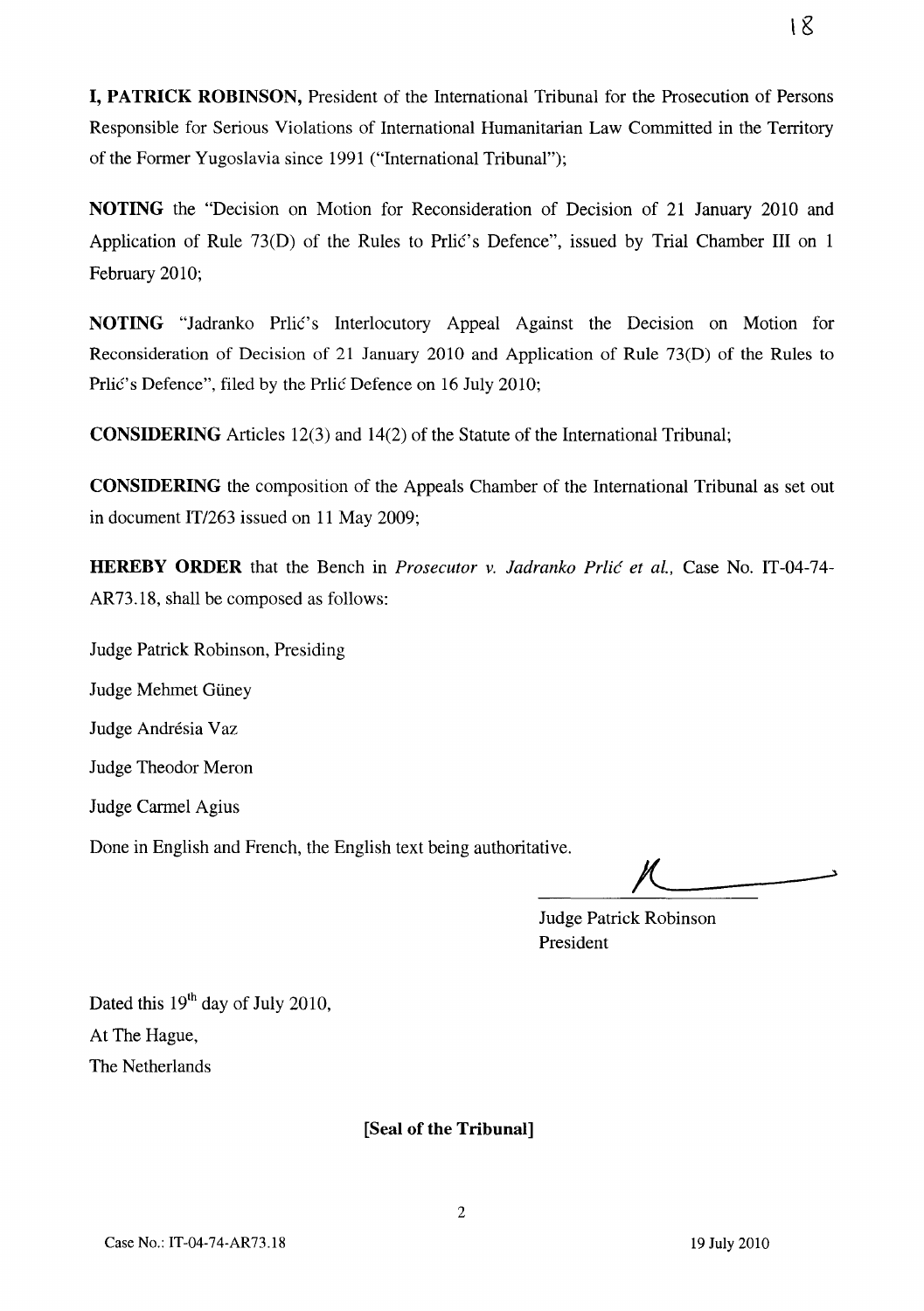**I, PATRICK ROBINSON,** President of the International Tribunal for the Prosecution of Persons Responsible for Serious Violations of International Humanitarian Law Committed in the Territory of the Former Yugoslavia since 1991 ("International Tribunal");

**NOTING** the "Decision on Motion for Reconsideration of Decision of 21 January 2010 and Application of Rule 73(D) of the Rules to Prlić's Defence", issued by Trial Chamber III on 1 February 2010;

**NOTING** "Jadranko Prlić's Interlocutory Appeal Against the Decision on Motion for Reconsideration of Decision of 21 January 2010 and Application of Rule 73(D) of the Rules to Prlić's Defence", filed by the Prlić Defence on 16 July 2010;

**CONSIDERING** Articles 12(3) and 14(2) of the Statute of the International Tribunal;

**CONSIDERING** the composition of the Appeals Chamber of the International Tribunal as set out in document IT/263 issued on 11 May 2009;

**HEREBY ORDER** that the Bench in *Prosecutor v. Jadranko Prlić et al.,* Case No. IT-04-74-AR73.18, shall be composed as follows:

Judge Patrick Robinson, Presiding

Judge Mehmet Güney

Judge Andrésia Vaz

Judge Theodor Meron

Judge Carmel Agius

Done in English and French, the English text being authoritative.

Judge Patrick Robinson
President

Dated this 19th day of July 2010,
At The Hague,
The Netherlands

**[Seal of the Tribunal]**